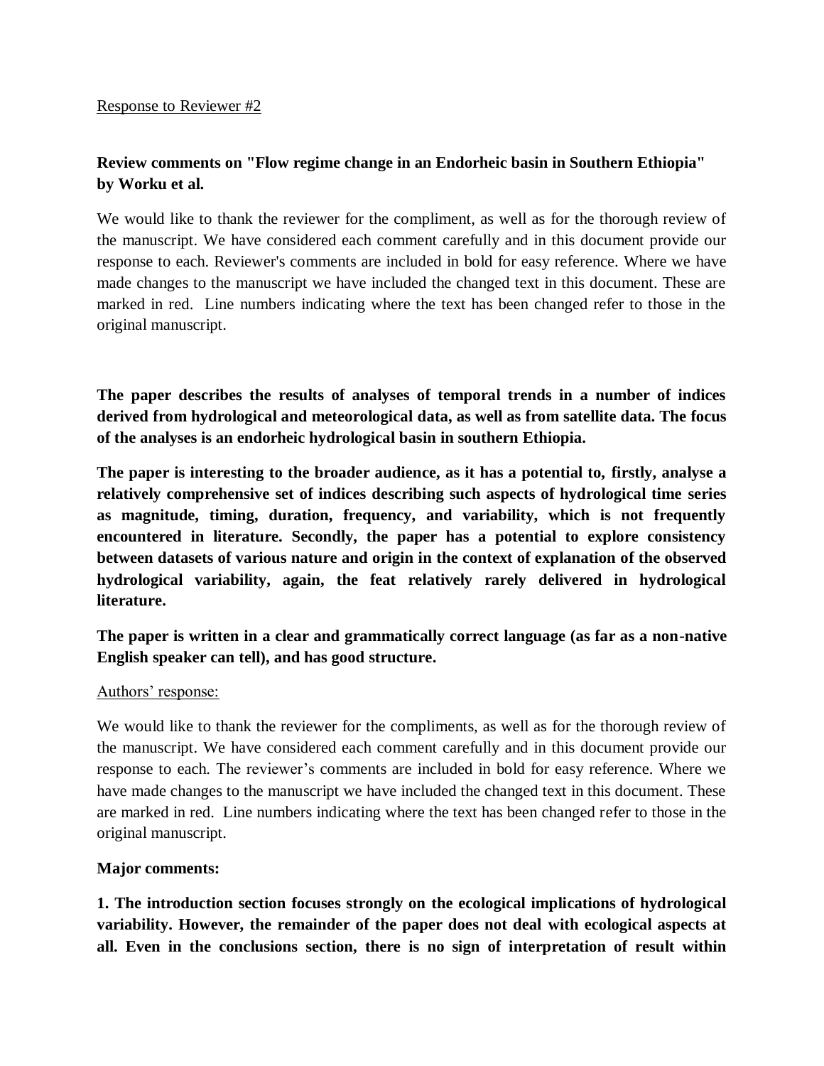Response to Reviewer #2

**Review comments on "Flow regime change in an Endorheic basin in Southern Ethiopia" by Worku et al.**

We would like to thank the reviewer for the compliment, as well as for the thorough review of the manuscript. We have considered each comment carefully and in this document provide our response to each. Reviewer's comments are included in bold for easy reference. Where we have made changes to the manuscript we have included the changed text in this document. These are marked in red. Line numbers indicating where the text has been changed refer to those in the original manuscript.

**The paper describes the results of analyses of temporal trends in a number of indices derived from hydrological and meteorological data, as well as from satellite data. The focus of the analyses is an endorheic hydrological basin in southern Ethiopia.**

**The paper is interesting to the broader audience, as it has a potential to, firstly, analyse a relatively comprehensive set of indices describing such aspects of hydrological time series as magnitude, timing, duration, frequency, and variability, which is not frequently encountered in literature. Secondly, the paper has a potential to explore consistency between datasets of various nature and origin in the context of explanation of the observed hydrological variability, again, the feat relatively rarely delivered in hydrological literature.**

**The paper is written in a clear and grammatically correct language (as far as a non-native English speaker can tell), and has good structure.**

Authors' response:

We would like to thank the reviewer for the compliments, as well as for the thorough review of the manuscript. We have considered each comment carefully and in this document provide our response to each. The reviewer's comments are included in bold for easy reference. Where we have made changes to the manuscript we have included the changed text in this document. These are marked in red. Line numbers indicating where the text has been changed refer to those in the original manuscript.

**Major comments:**

**1. The introduction section focuses strongly on the ecological implications of hydrological variability. However, the remainder of the paper does not deal with ecological aspects at all. Even in the conclusions section, there is no sign of interpretation of result within**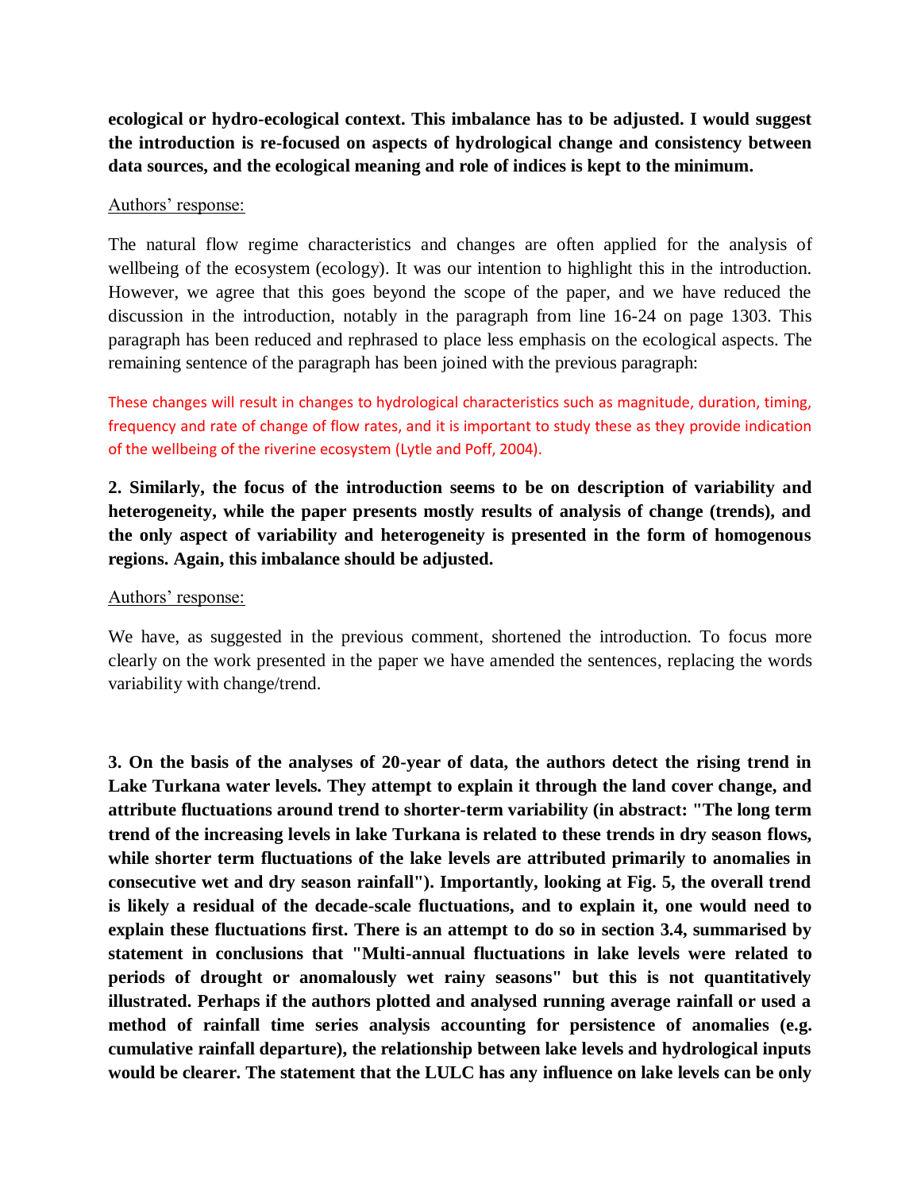**ecological or hydro-ecological context. This imbalance has to be adjusted. I would suggest the introduction is re-focused on aspects of hydrological change and consistency between data sources, and the ecological meaning and role of indices is kept to the minimum.**

Authors' response:

The natural flow regime characteristics and changes are often applied for the analysis of wellbeing of the ecosystem (ecology). It was our intention to highlight this in the introduction. However, we agree that this goes beyond the scope of the paper, and we have reduced the discussion in the introduction, notably in the paragraph from line 16-24 on page 1303. This paragraph has been reduced and rephrased to place less emphasis on the ecological aspects. The remaining sentence of the paragraph has been joined with the previous paragraph:

These changes will result in changes to hydrological characteristics such as magnitude, duration, timing, frequency and rate of change of flow rates, and it is important to study these as they provide indication of the wellbeing of the riverine ecosystem (Lytle and Poff, 2004).

**2. Similarly, the focus of the introduction seems to be on description of variability and heterogeneity, while the paper presents mostly results of analysis of change (trends), and the only aspect of variability and heterogeneity is presented in the form of homogenous regions. Again, this imbalance should be adjusted.**

Authors' response:

We have, as suggested in the previous comment, shortened the introduction. To focus more clearly on the work presented in the paper we have amended the sentences, replacing the words variability with change/trend.

**3. On the basis of the analyses of 20-year of data, the authors detect the rising trend in Lake Turkana water levels. They attempt to explain it through the land cover change, and attribute fluctuations around trend to shorter-term variability (in abstract: "The long term trend of the increasing levels in lake Turkana is related to these trends in dry season flows, while shorter term fluctuations of the lake levels are attributed primarily to anomalies in consecutive wet and dry season rainfall"). Importantly, looking at Fig. 5, the overall trend is likely a residual of the decade-scale fluctuations, and to explain it, one would need to explain these fluctuations first. There is an attempt to do so in section 3.4, summarised by statement in conclusions that "Multi-annual fluctuations in lake levels were related to periods of drought or anomalously wet rainy seasons" but this is not quantitatively illustrated. Perhaps if the authors plotted and analysed running average rainfall or used a method of rainfall time series analysis accounting for persistence of anomalies (e.g. cumulative rainfall departure), the relationship between lake levels and hydrological inputs would be clearer. The statement that the LULC has any influence on lake levels can be only**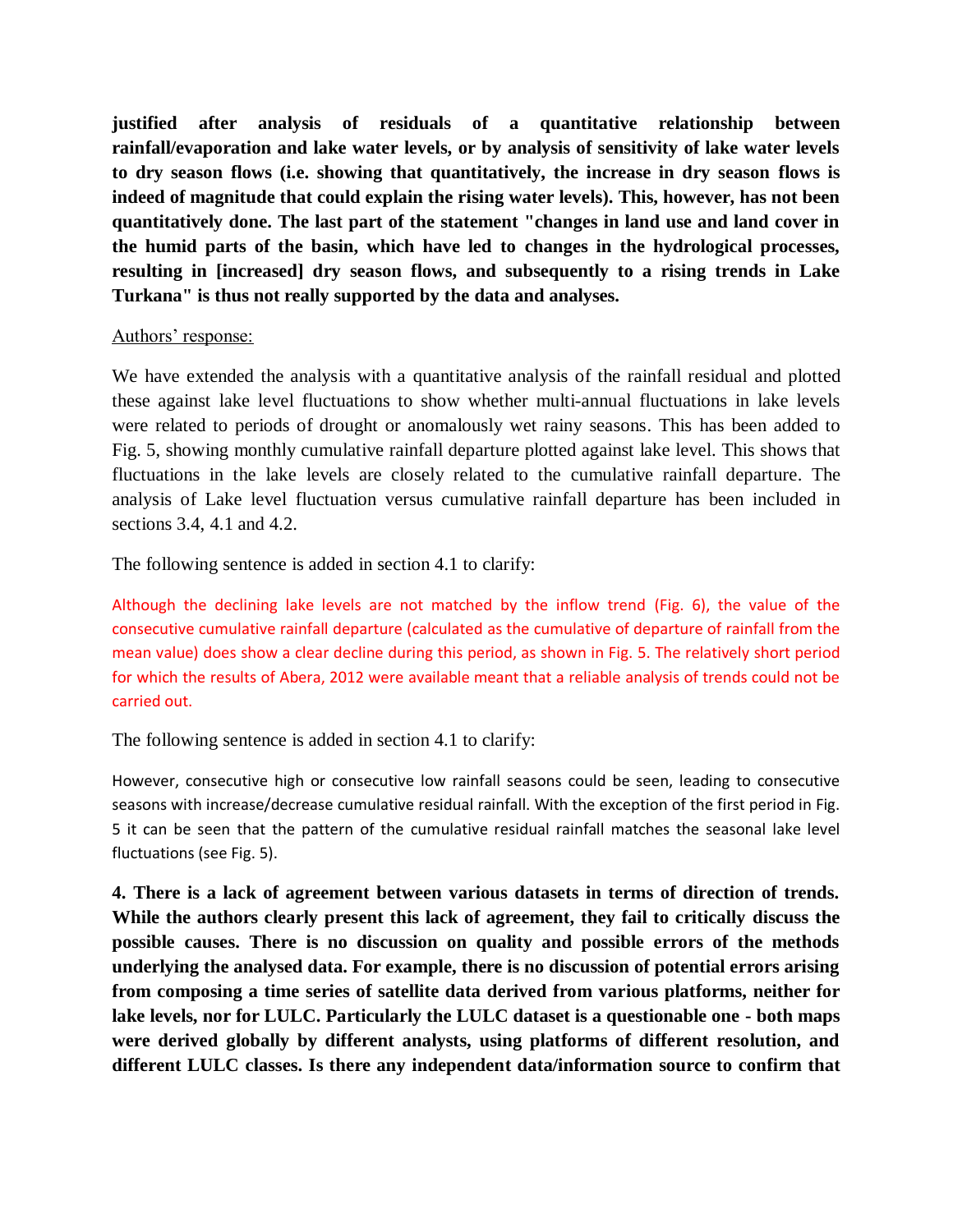**justified after analysis of residuals of a quantitative relationship between rainfall/evaporation and lake water levels, or by analysis of sensitivity of lake water levels to dry season flows (i.e. showing that quantitatively, the increase in dry season flows is indeed of magnitude that could explain the rising water levels). This, however, has not been quantitatively done. The last part of the statement "changes in land use and land cover in the humid parts of the basin, which have led to changes in the hydrological processes, resulting in [increased] dry season flows, and subsequently to a rising trends in Lake Turkana" is thus not really supported by the data and analyses.**

Authors' response:

We have extended the analysis with a quantitative analysis of the rainfall residual and plotted these against lake level fluctuations to show whether multi-annual fluctuations in lake levels were related to periods of drought or anomalously wet rainy seasons. This has been added to Fig. 5, showing monthly cumulative rainfall departure plotted against lake level. This shows that fluctuations in the lake levels are closely related to the cumulative rainfall departure. The analysis of Lake level fluctuation versus cumulative rainfall departure has been included in sections 3.4, 4.1 and 4.2.

The following sentence is added in section 4.1 to clarify:

Although the declining lake levels are not matched by the inflow trend (Fig. 6), the value of the consecutive cumulative rainfall departure (calculated as the cumulative of departure of rainfall from the mean value) does show a clear decline during this period, as shown in Fig. 5. The relatively short period for which the results of Abera, 2012 were available meant that a reliable analysis of trends could not be carried out.

The following sentence is added in section 4.1 to clarify:

However, consecutive high or consecutive low rainfall seasons could be seen, leading to consecutive seasons with increase/decrease cumulative residual rainfall. With the exception of the first period in Fig. 5 it can be seen that the pattern of the cumulative residual rainfall matches the seasonal lake level fluctuations (see Fig. 5).

**4. There is a lack of agreement between various datasets in terms of direction of trends. While the authors clearly present this lack of agreement, they fail to critically discuss the possible causes. There is no discussion on quality and possible errors of the methods underlying the analysed data. For example, there is no discussion of potential errors arising from composing a time series of satellite data derived from various platforms, neither for lake levels, nor for LULC. Particularly the LULC dataset is a questionable one - both maps were derived globally by different analysts, using platforms of different resolution, and different LULC classes. Is there any independent data/information source to confirm that**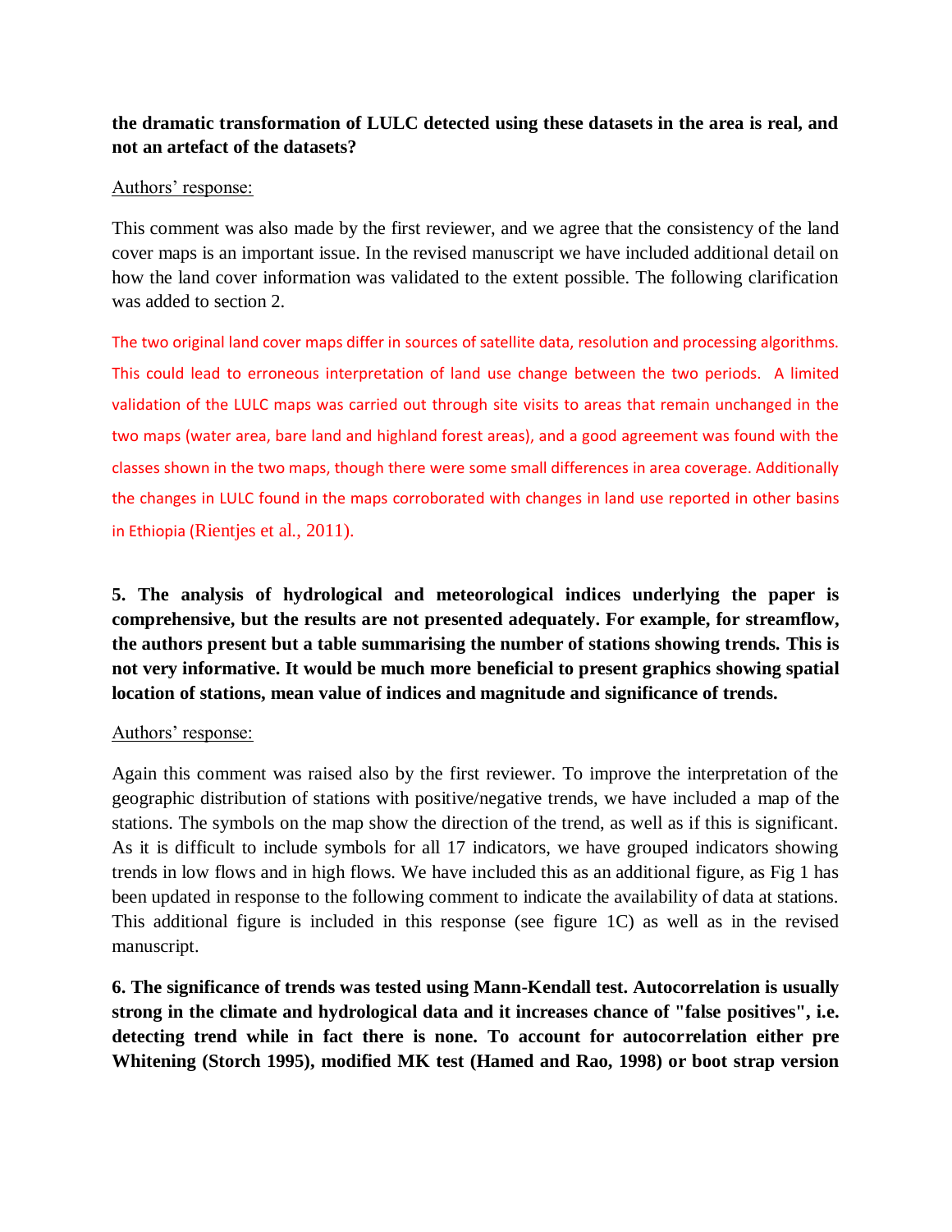**the dramatic transformation of LULC detected using these datasets in the area is real, and not an artefact of the datasets?**

Authors' response:

This comment was also made by the first reviewer, and we agree that the consistency of the land cover maps is an important issue. In the revised manuscript we have included additional detail on how the land cover information was validated to the extent possible. The following clarification was added to section 2.

The two original land cover maps differ in sources of satellite data, resolution and processing algorithms. This could lead to erroneous interpretation of land use change between the two periods. A limited validation of the LULC maps was carried out through site visits to areas that remain unchanged in the two maps (water area, bare land and highland forest areas), and a good agreement was found with the classes shown in the two maps, though there were some small differences in area coverage. Additionally the changes in LULC found in the maps corroborated with changes in land use reported in other basins in Ethiopia (Rientjes et al., 2011).

**5. The analysis of hydrological and meteorological indices underlying the paper is comprehensive, but the results are not presented adequately. For example, for streamflow, the authors present but a table summarising the number of stations showing trends. This is not very informative. It would be much more beneficial to present graphics showing spatial location of stations, mean value of indices and magnitude and significance of trends.**

Authors' response:

Again this comment was raised also by the first reviewer. To improve the interpretation of the geographic distribution of stations with positive/negative trends, we have included a map of the stations. The symbols on the map show the direction of the trend, as well as if this is significant. As it is difficult to include symbols for all 17 indicators, we have grouped indicators showing trends in low flows and in high flows. We have included this as an additional figure, as Fig 1 has been updated in response to the following comment to indicate the availability of data at stations. This additional figure is included in this response (see figure 1C) as well as in the revised manuscript.

**6. The significance of trends was tested using Mann-Kendall test. Autocorrelation is usually strong in the climate and hydrological data and it increases chance of "false positives", i.e. detecting trend while in fact there is none. To account for autocorrelation either pre Whitening (Storch 1995), modified MK test (Hamed and Rao, 1998) or boot strap version**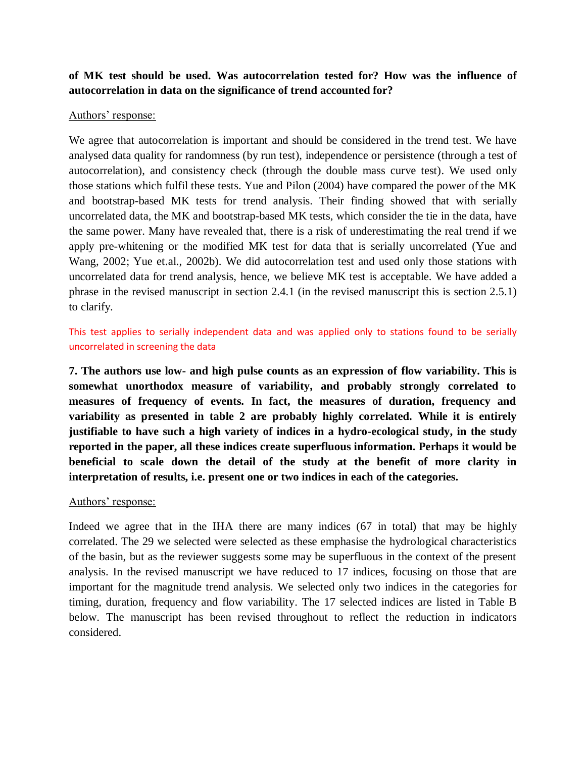**of MK test should be used. Was autocorrelation tested for? How was the influence of autocorrelation in data on the significance of trend accounted for?**

Authors' response:

We agree that autocorrelation is important and should be considered in the trend test. We have analysed data quality for randomness (by run test), independence or persistence (through a test of autocorrelation), and consistency check (through the double mass curve test). We used only those stations which fulfil these tests. Yue and Pilon (2004) have compared the power of the MK and bootstrap-based MK tests for trend analysis. Their finding showed that with serially uncorrelated data, the MK and bootstrap-based MK tests, which consider the tie in the data, have the same power. Many have revealed that, there is a risk of underestimating the real trend if we apply pre-whitening or the modified MK test for data that is serially uncorrelated (Yue and Wang, 2002; Yue et.al., 2002b). We did autocorrelation test and used only those stations with uncorrelated data for trend analysis, hence, we believe MK test is acceptable. We have added a phrase in the revised manuscript in section 2.4.1 (in the revised manuscript this is section 2.5.1) to clarify.

This test applies to serially independent data and was applied only to stations found to be serially uncorrelated in screening the data

**7. The authors use low- and high pulse counts as an expression of flow variability. This is somewhat unorthodox measure of variability, and probably strongly correlated to measures of frequency of events. In fact, the measures of duration, frequency and variability as presented in table 2 are probably highly correlated. While it is entirely justifiable to have such a high variety of indices in a hydro-ecological study, in the study reported in the paper, all these indices create superfluous information. Perhaps it would be beneficial to scale down the detail of the study at the benefit of more clarity in interpretation of results, i.e. present one or two indices in each of the categories.**

Authors' response:

Indeed we agree that in the IHA there are many indices (67 in total) that may be highly correlated. The 29 we selected were selected as these emphasise the hydrological characteristics of the basin, but as the reviewer suggests some may be superfluous in the context of the present analysis. In the revised manuscript we have reduced to 17 indices, focusing on those that are important for the magnitude trend analysis. We selected only two indices in the categories for timing, duration, frequency and flow variability. The 17 selected indices are listed in Table B below. The manuscript has been revised throughout to reflect the reduction in indicators considered.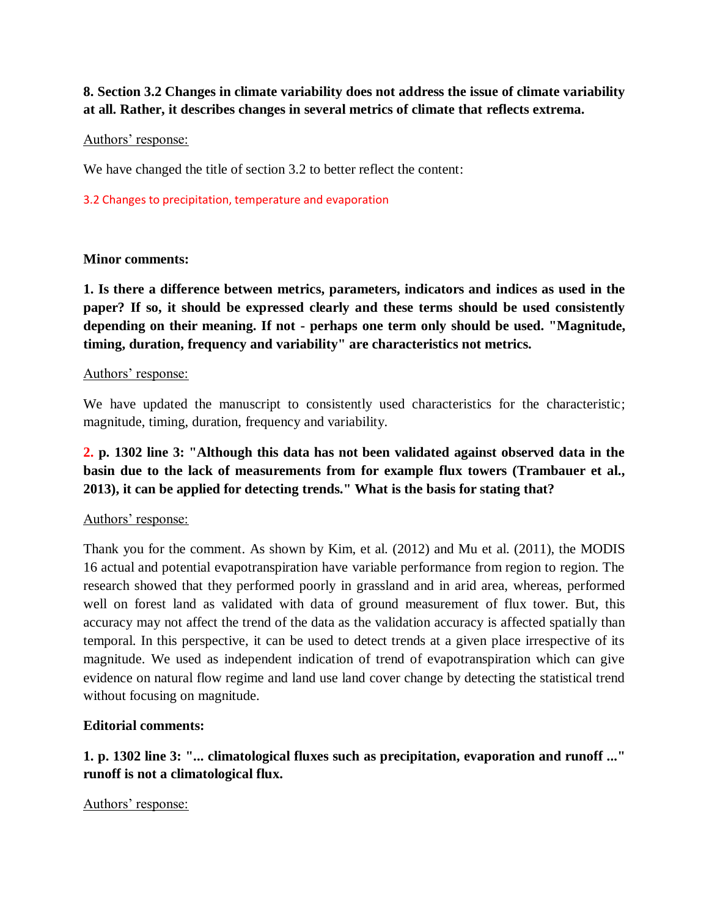**8. Section 3.2 Changes in climate variability does not address the issue of climate variability at all. Rather, it describes changes in several metrics of climate that reflects extrema.**

Authors' response:

We have changed the title of section 3.2 to better reflect the content:

3.2 Changes to precipitation, temperature and evaporation

**Minor comments:**

**1. Is there a difference between metrics, parameters, indicators and indices as used in the paper? If so, it should be expressed clearly and these terms should be used consistently depending on their meaning. If not - perhaps one term only should be used. "Magnitude, timing, duration, frequency and variability" are characteristics not metrics.**

Authors' response:

We have updated the manuscript to consistently used characteristics for the characteristic; magnitude, timing, duration, frequency and variability.

**2. p. 1302 line 3: "Although this data has not been validated against observed data in the basin due to the lack of measurements from for example flux towers (Trambauer et al., 2013), it can be applied for detecting trends." What is the basis for stating that?**

Authors' response:

Thank you for the comment. As shown by Kim, et al. (2012) and Mu et al. (2011), the MODIS 16 actual and potential evapotranspiration have variable performance from region to region. The research showed that they performed poorly in grassland and in arid area, whereas, performed well on forest land as validated with data of ground measurement of flux tower. But, this accuracy may not affect the trend of the data as the validation accuracy is affected spatially than temporal. In this perspective, it can be used to detect trends at a given place irrespective of its magnitude. We used as independent indication of trend of evapotranspiration which can give evidence on natural flow regime and land use land cover change by detecting the statistical trend without focusing on magnitude.

**Editorial comments:**

**1. p. 1302 line 3: "... climatological fluxes such as precipitation, evaporation and runoff ..." runoff is not a climatological flux.**

Authors' response: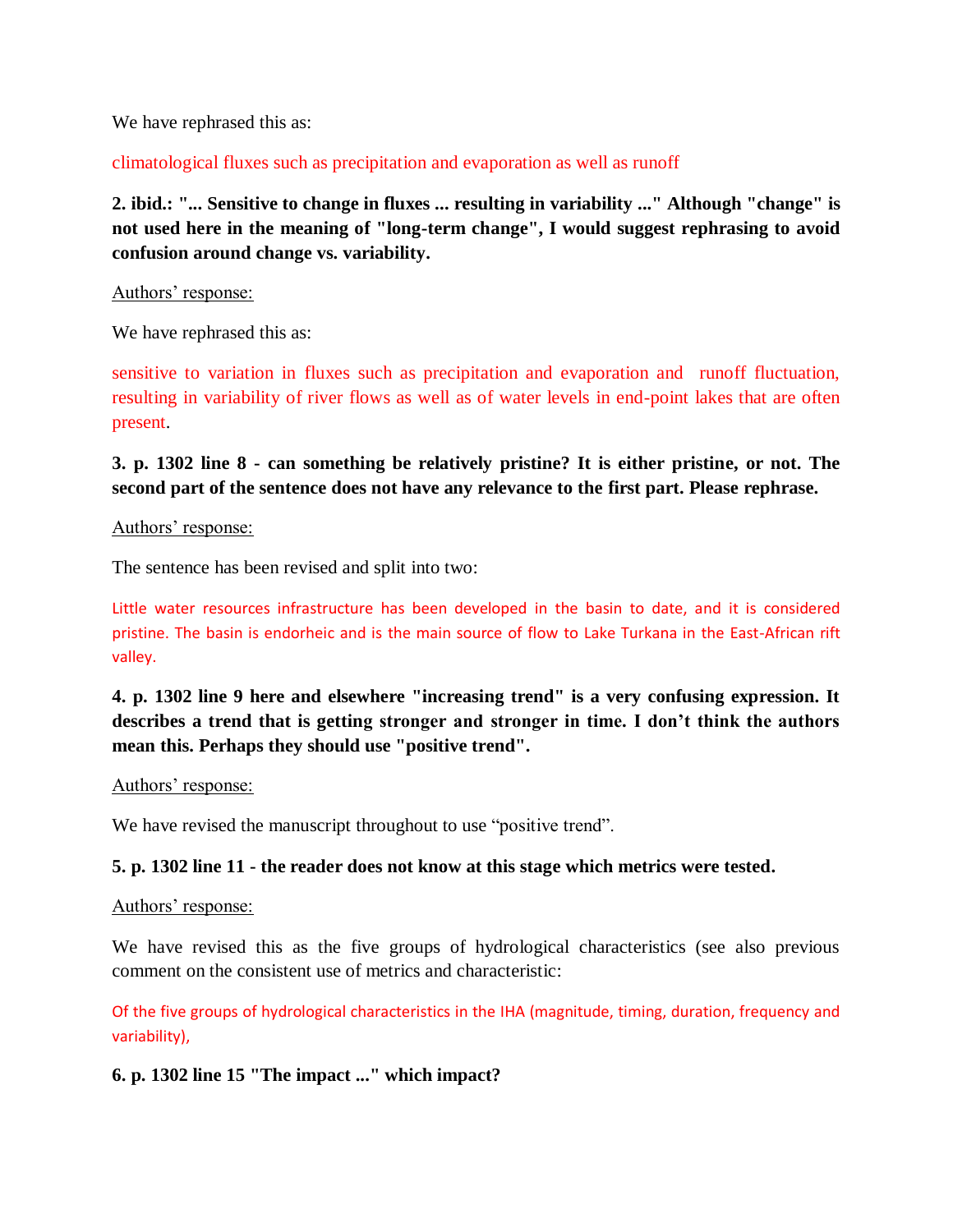We have rephrased this as:

climatological fluxes such as precipitation and evaporation as well as runoff

**2. ibid.: "... Sensitive to change in fluxes ... resulting in variability ..." Although "change" is not used here in the meaning of "long-term change", I would suggest rephrasing to avoid confusion around change vs. variability.**

Authors' response:

We have rephrased this as:

sensitive to variation in fluxes such as precipitation and evaporation and runoff fluctuation, resulting in variability of river flows as well as of water levels in end-point lakes that are often present.

**3. p. 1302 line 8 - can something be relatively pristine? It is either pristine, or not. The second part of the sentence does not have any relevance to the first part. Please rephrase.**

Authors' response:

The sentence has been revised and split into two:

Little water resources infrastructure has been developed in the basin to date, and it is considered pristine. The basin is endorheic and is the main source of flow to Lake Turkana in the East-African rift valley.

**4. p. 1302 line 9 here and elsewhere "increasing trend" is a very confusing expression. It describes a trend that is getting stronger and stronger in time. I don't think the authors mean this. Perhaps they should use "positive trend".**

Authors' response:

We have revised the manuscript throughout to use "positive trend".

**5. p. 1302 line 11 - the reader does not know at this stage which metrics were tested.**

Authors' response:

We have revised this as the five groups of hydrological characteristics (see also previous comment on the consistent use of metrics and characteristic:

Of the five groups of hydrological characteristics in the IHA (magnitude, timing, duration, frequency and variability),

**6. p. 1302 line 15 "The impact ..." which impact?**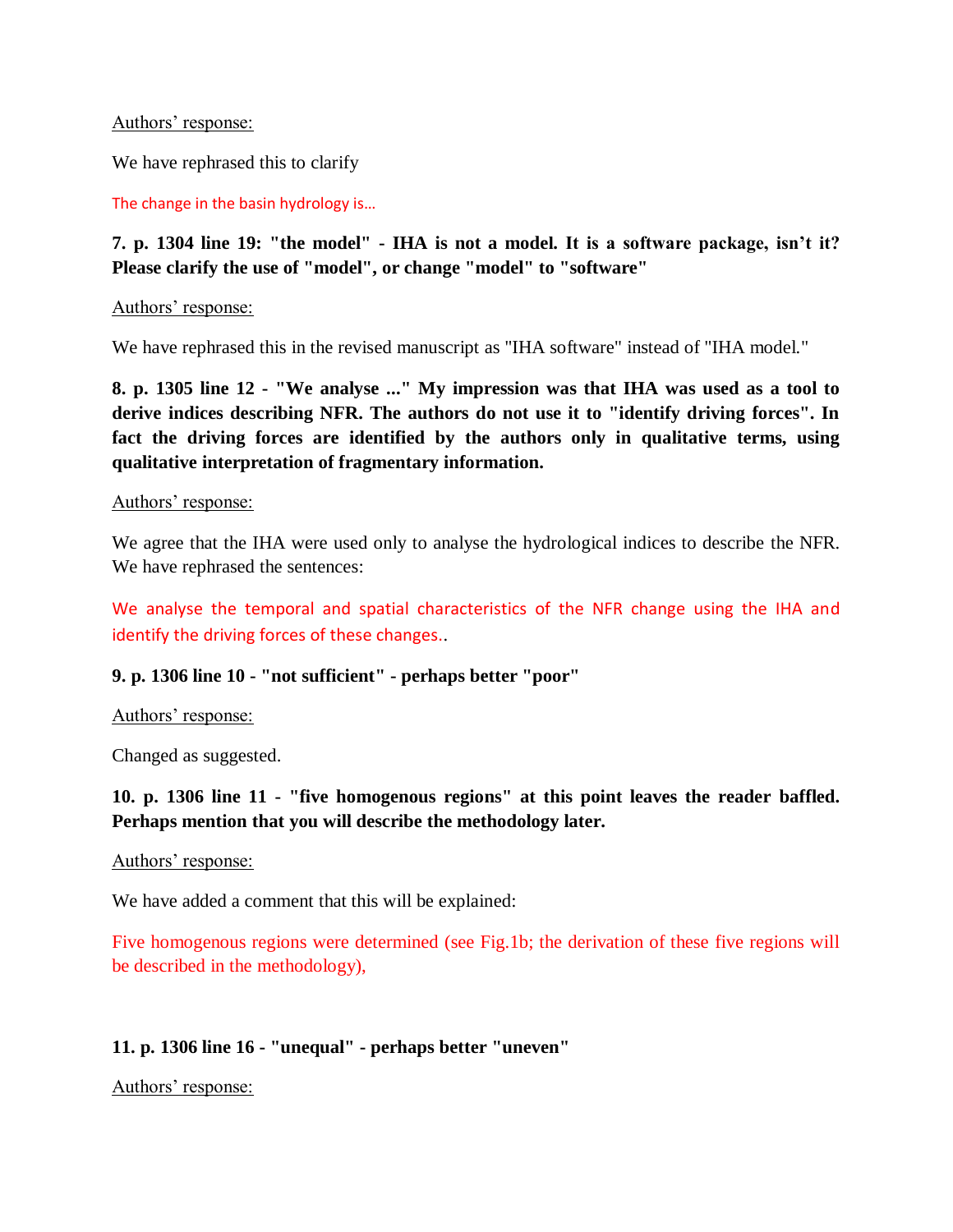Authors' response:

We have rephrased this to clarify

The change in the basin hydrology is…

**7. p. 1304 line 19: "the model" - IHA is not a model. It is a software package, isn't it? Please clarify the use of "model", or change "model" to "software"**

Authors' response:

We have rephrased this in the revised manuscript as "IHA software" instead of "IHA model."

**8. p. 1305 line 12 - "We analyse ..." My impression was that IHA was used as a tool to derive indices describing NFR. The authors do not use it to "identify driving forces". In fact the driving forces are identified by the authors only in qualitative terms, using qualitative interpretation of fragmentary information.**

Authors' response:

We agree that the IHA were used only to analyse the hydrological indices to describe the NFR. We have rephrased the sentences:

We analyse the temporal and spatial characteristics of the NFR change using the IHA and identify the driving forces of these changes..

**9. p. 1306 line 10 - "not sufficient" - perhaps better "poor"**

Authors' response:

Changed as suggested.

**10. p. 1306 line 11 - "five homogenous regions" at this point leaves the reader baffled. Perhaps mention that you will describe the methodology later.**

Authors' response:

We have added a comment that this will be explained:

Five homogenous regions were determined (see Fig.1b; the derivation of these five regions will be described in the methodology),

**11. p. 1306 line 16 - "unequal" - perhaps better "uneven"**

Authors' response: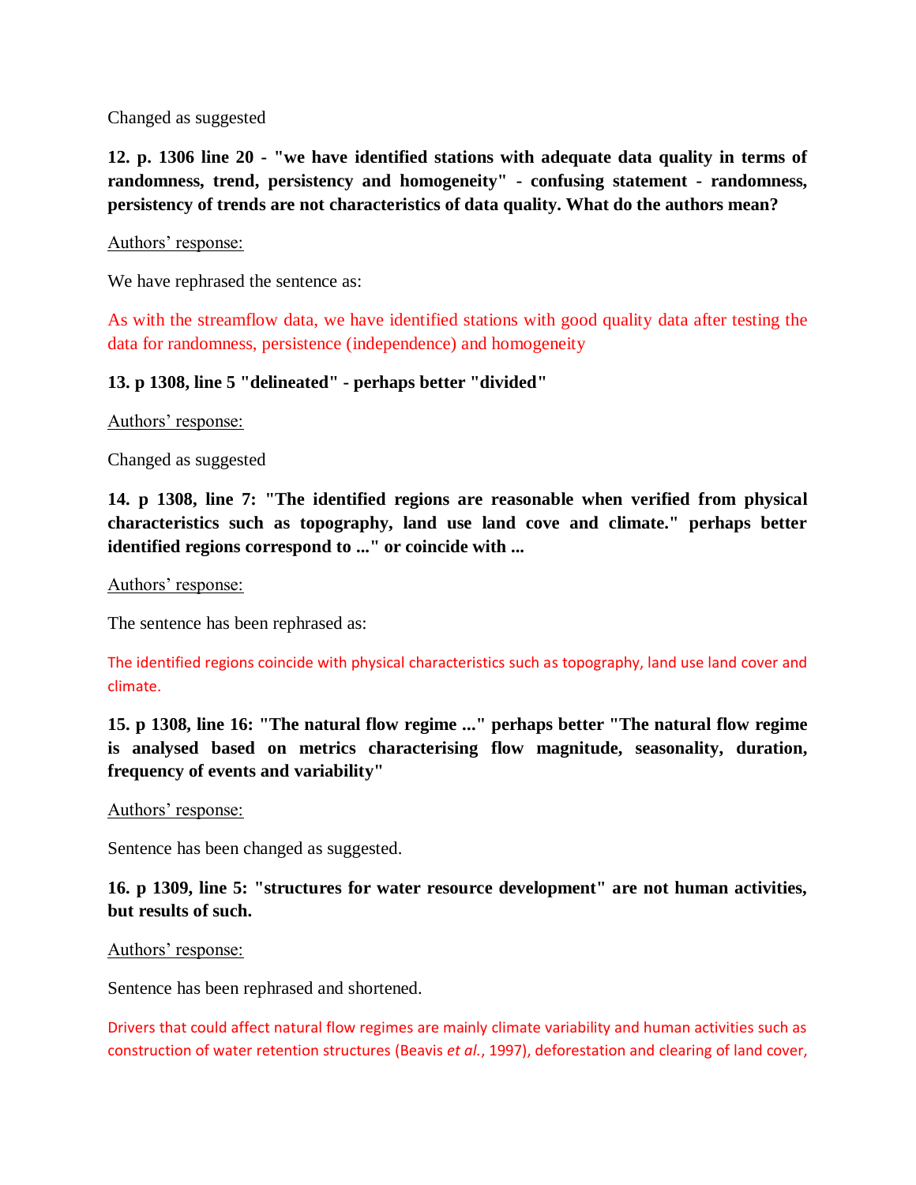Changed as suggested

**12. p. 1306 line 20 - "we have identified stations with adequate data quality in terms of randomness, trend, persistency and homogeneity" - confusing statement - randomness, persistency of trends are not characteristics of data quality. What do the authors mean?**

Authors' response:

We have rephrased the sentence as:

As with the streamflow data, we have identified stations with good quality data after testing the data for randomness, persistence (independence) and homogeneity

**13. p 1308, line 5 "delineated" - perhaps better "divided"**

Authors' response:

Changed as suggested

**14. p 1308, line 7: "The identified regions are reasonable when verified from physical characteristics such as topography, land use land cove and climate." perhaps better identified regions correspond to ..." or coincide with ...**

Authors' response:

The sentence has been rephrased as:

The identified regions coincide with physical characteristics such as topography, land use land cover and climate.

**15. p 1308, line 16: "The natural flow regime ..." perhaps better "The natural flow regime is analysed based on metrics characterising flow magnitude, seasonality, duration, frequency of events and variability"**

Authors' response:

Sentence has been changed as suggested.

**16. p 1309, line 5: "structures for water resource development" are not human activities, but results of such.**

Authors' response:

Sentence has been rephrased and shortened.

Drivers that could affect natural flow regimes are mainly climate variability and human activities such as construction of water retention structures (Beavis *et al.*, 1997), deforestation and clearing of land cover,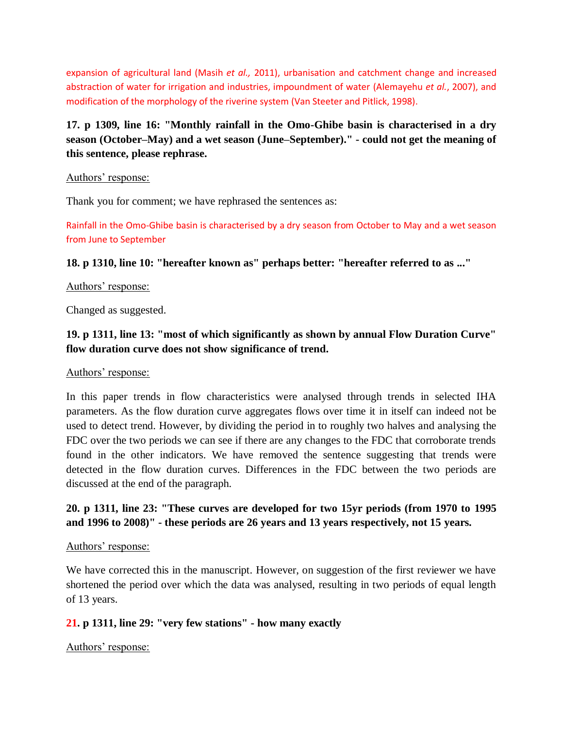expansion of agricultural land (Masih *et al.,* 2011), urbanisation and catchment change and increased abstraction of water for irrigation and industries, impoundment of water (Alemayehu *et al.*, 2007), and modification of the morphology of the riverine system (Van Steeter and Pitlick, 1998).

**17. p 1309, line 16: "Monthly rainfall in the Omo-Ghibe basin is characterised in a dry season (October–May) and a wet season (June–September)." - could not get the meaning of this sentence, please rephrase.**

Authors' response:

Thank you for comment; we have rephrased the sentences as:

Rainfall in the Omo-Ghibe basin is characterised by a dry season from October to May and a wet season from June to September

**18. p 1310, line 10: "hereafter known as" perhaps better: "hereafter referred to as ..."**

Authors' response:

Changed as suggested.

**19. p 1311, line 13: "most of which significantly as shown by annual Flow Duration Curve" flow duration curve does not show significance of trend.**

Authors' response:

In this paper trends in flow characteristics were analysed through trends in selected IHA parameters. As the flow duration curve aggregates flows over time it in itself can indeed not be used to detect trend. However, by dividing the period in to roughly two halves and analysing the FDC over the two periods we can see if there are any changes to the FDC that corroborate trends found in the other indicators. We have removed the sentence suggesting that trends were detected in the flow duration curves. Differences in the FDC between the two periods are discussed at the end of the paragraph.

**20. p 1311, line 23: "These curves are developed for two 15yr periods (from 1970 to 1995 and 1996 to 2008)" - these periods are 26 years and 13 years respectively, not 15 years.**

Authors' response:

We have corrected this in the manuscript. However, on suggestion of the first reviewer we have shortened the period over which the data was analysed, resulting in two periods of equal length of 13 years.

**21. p 1311, line 29: "very few stations" - how many exactly**

Authors' response: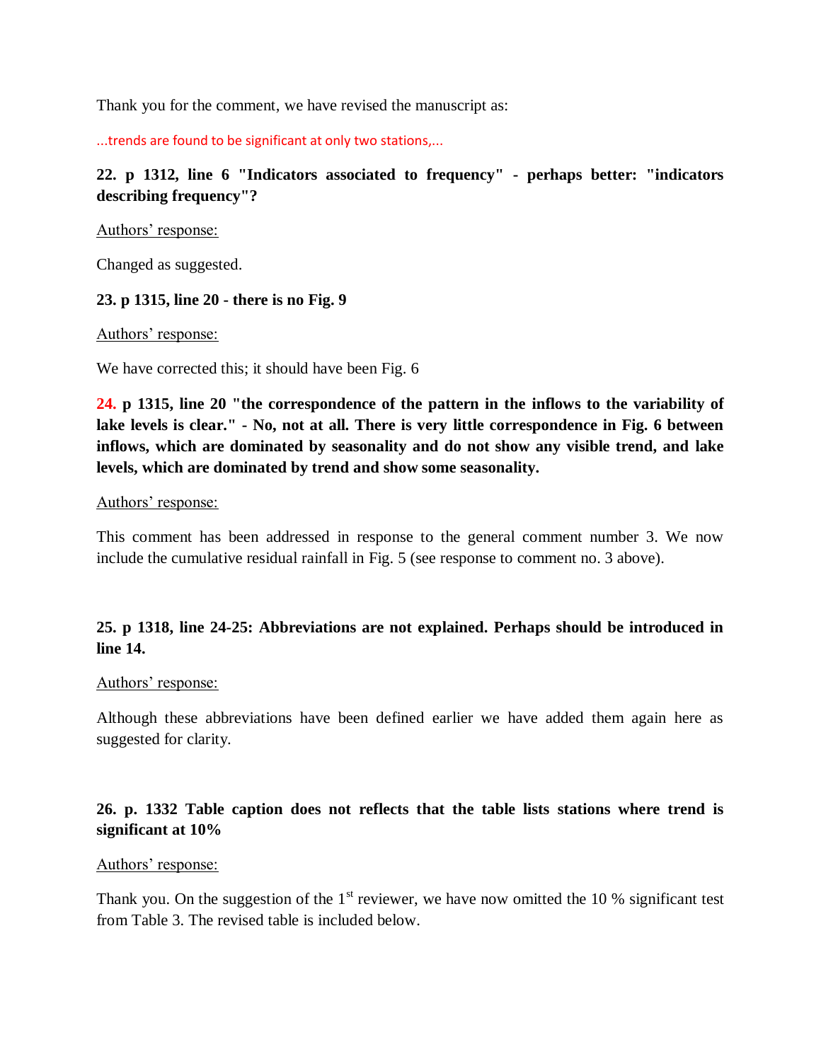Thank you for the comment, we have revised the manuscript as:

...trends are found to be significant at only two stations,...

**22. p 1312, line 6 "Indicators associated to frequency" - perhaps better: "indicators describing frequency"?**

Authors' response:

Changed as suggested.

**23. p 1315, line 20 - there is no Fig. 9**

Authors' response:

We have corrected this; it should have been Fig. 6

**24. p 1315, line 20 "the correspondence of the pattern in the inflows to the variability of lake levels is clear." - No, not at all. There is very little correspondence in Fig. 6 between inflows, which are dominated by seasonality and do not show any visible trend, and lake levels, which are dominated by trend and show some seasonality.**

Authors' response:

This comment has been addressed in response to the general comment number 3. We now include the cumulative residual rainfall in Fig. 5 (see response to comment no. 3 above).

**25. p 1318, line 24-25: Abbreviations are not explained. Perhaps should be introduced in line 14.**

Authors' response:

Although these abbreviations have been defined earlier we have added them again here as suggested for clarity.

**26. p. 1332 Table caption does not reflects that the table lists stations where trend is significant at 10%**

Authors' response:

Thank you. On the suggestion of the 1st reviewer, we have now omitted the 10 % significant test from Table 3. The revised table is included below.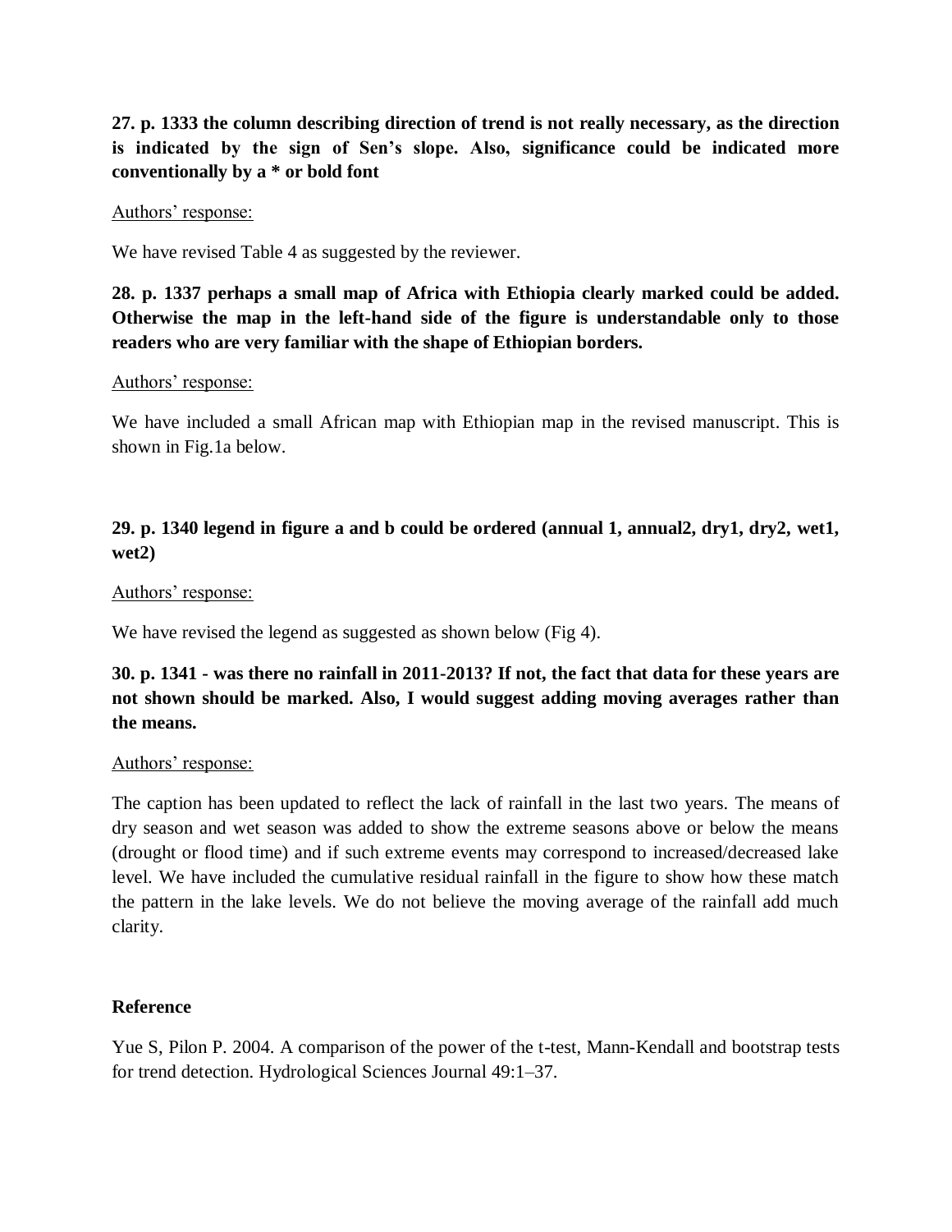**27. p. 1333 the column describing direction of trend is not really necessary, as the direction is indicated by the sign of Sen's slope. Also, significance could be indicated more conventionally by a * or bold font**

<u>Authors' response:</u>

We have revised Table 4 as suggested by the reviewer.

**28. p. 1337 perhaps a small map of Africa with Ethiopia clearly marked could be added. Otherwise the map in the left-hand side of the figure is understandable only to those readers who are very familiar with the shape of Ethiopian borders.**

<u>Authors' response:</u>

We have included a small African map with Ethiopian map in the revised manuscript. This is shown in Fig.1a below.

**29. p. 1340 legend in figure a and b could be ordered (annual 1, annual2, dry1, dry2, wet1, wet2)**

<u>Authors' response:</u>

We have revised the legend as suggested as shown below (Fig 4).

**30. p. 1341 - was there no rainfall in 2011-2013? If not, the fact that data for these years are not shown should be marked. Also, I would suggest adding moving averages rather than the means.**

<u>Authors' response:</u>

The caption has been updated to reflect the lack of rainfall in the last two years. The means of dry season and wet season was added to show the extreme seasons above or below the means (drought or flood time) and if such extreme events may correspond to increased/decreased lake level. We have included the cumulative residual rainfall in the figure to show how these match the pattern in the lake levels. We do not believe the moving average of the rainfall add much clarity.

**Reference**

Yue S, Pilon P. 2004. A comparison of the power of the t-test, Mann-Kendall and bootstrap tests for trend detection. Hydrological Sciences Journal 49:1–37.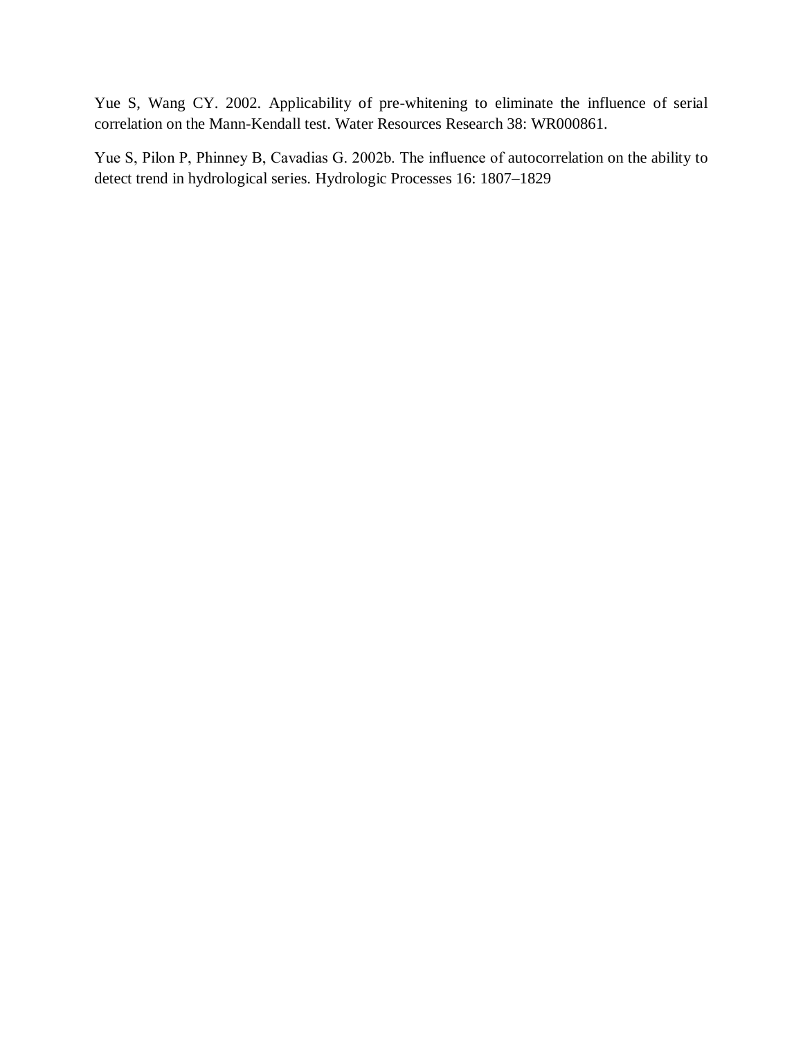Yue S, Wang CY. 2002. Applicability of pre-whitening to eliminate the influence of serial correlation on the Mann-Kendall test. Water Resources Research 38: WR000861.

Yue S, Pilon P, Phinney B, Cavadias G. 2002b. The influence of autocorrelation on the ability to detect trend in hydrological series. Hydrologic Processes 16: 1807–1829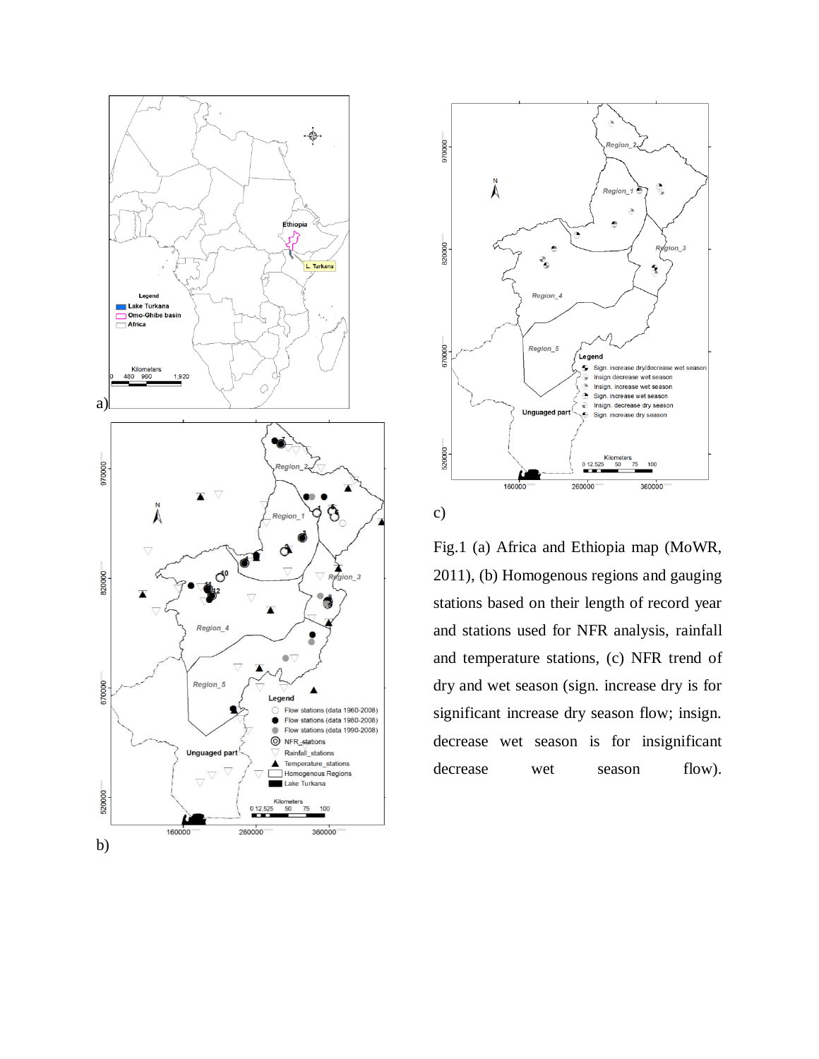a)

b)

c)

Fig.1 (a) Africa and Ethiopia map (MoWR, 2011), (b) Homogenous regions and gauging stations based on their length of record year and stations used for NFR analysis, rainfall and temperature stations, (c) NFR trend of dry and wet season (sign. increase dry is for significant increase dry season flow; insign. decrease wet season is for insignificant decrease wet season flow).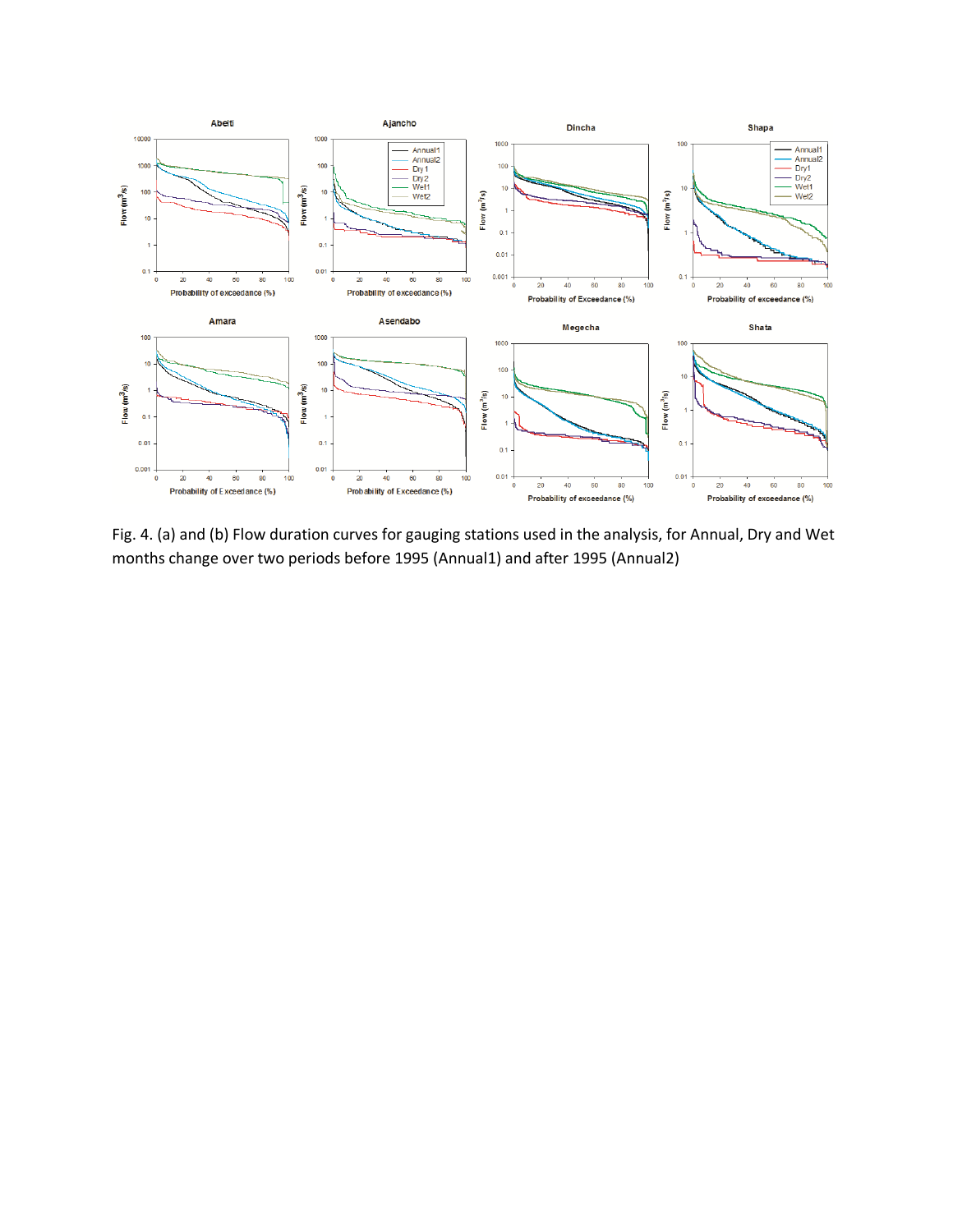Fig. 4. (a) and (b) Flow duration curves for gauging stations used in the analysis, for Annual, Dry and Wet months change over two periods before 1995 (Annual1) and after 1995 (Annual2)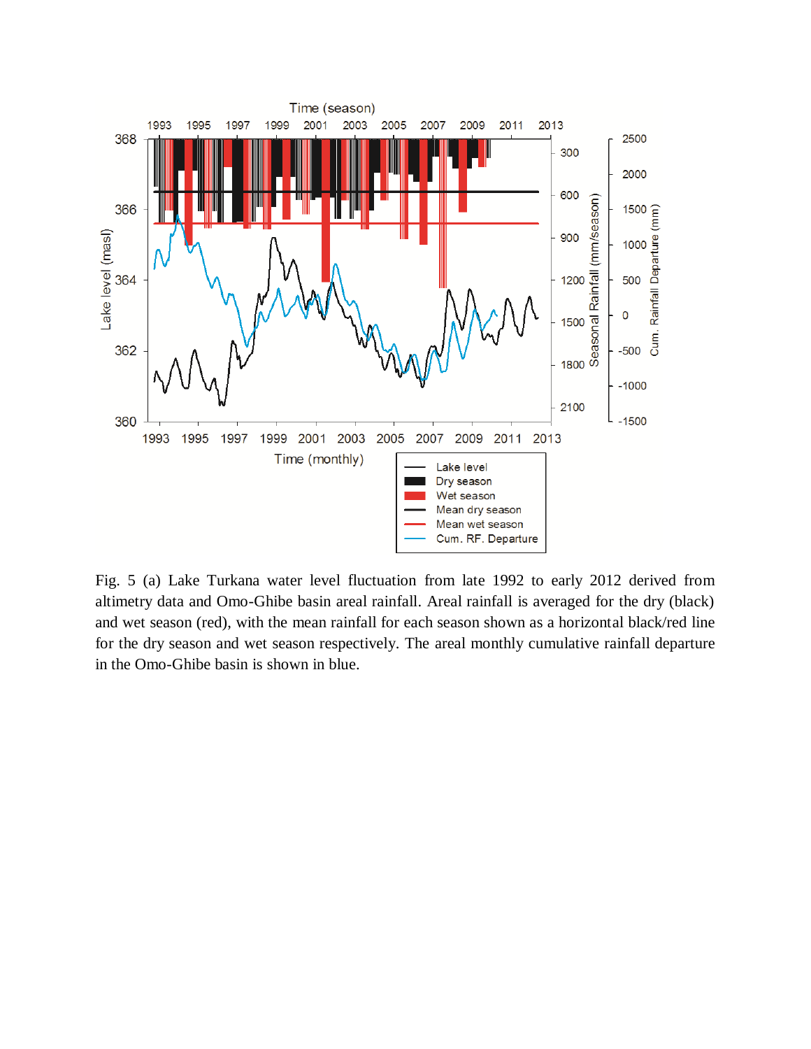Fig. 5 (a) Lake Turkana water level fluctuation from late 1992 to early 2012 derived from altimetry data and Omo-Ghibe basin areal rainfall. Areal rainfall is averaged for the dry (black) and wet season (red), with the mean rainfall for each season shown as a horizontal black/red line for the dry season and wet season respectively. The areal monthly cumulative rainfall departure in the Omo-Ghibe basin is shown in blue.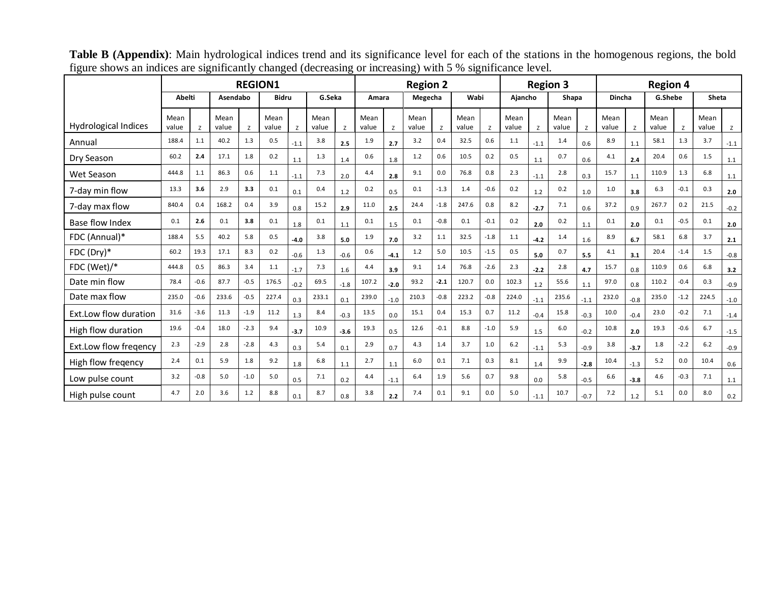**Table B (Appendix)**: Main hydrological indices trend and its significance level for each of the stations in the homogenous regions, the bold figure shows an indices are significantly changed (decreasing or increasing) with 5 % significance level.

| | REGION1 | | | | | | | | Region 2 | | | | | | Region 3 | | | | Region 4 | | | | | |
|---|---|---|---|---|---|---|---|---|---|---|---|---|---|---|---|---|---|---|---|---|---|---|---|---|
| | Abelti | | Asendabo | | Bidru | | G.Seka | | Amara | | Megecha | | Wabi | | Ajancho | | Shapa | | Dincha | | G.Shebe | | Sheta | |
| Hydrological Indices | Mean value | z | Mean value | z | Mean value | z | Mean value | z | Mean value | z | Mean value | z | Mean value | z | Mean value | z | Mean value | z | Mean value | z | Mean value | z | Mean value | z |
| Annual | 188.4 | 1.1 | 40.2 | 1.3 | 0.5 | -1.1 | 3.8 | **2.5** | 1.9 | **2.7** | 3.2 | 0.4 | 32.5 | 0.6 | 1.1 | -1.1 | 1.4 | 0.6 | 8.9 | 1.1 | 58.1 | 1.3 | 3.7 | -1.1 |
| Dry Season | 60.2 | **2.4** | 17.1 | 1.8 | 0.2 | 1.1 | 1.3 | 1.4 | 0.6 | 1.8 | 1.2 | 0.6 | 10.5 | 0.2 | 0.5 | 1.1 | 0.7 | 0.6 | 4.1 | **2.4** | 20.4 | 0.6 | 1.5 | 1.1 |
| Wet Season | 444.8 | 1.1 | 86.3 | 0.6 | 1.1 | -1.1 | 7.3 | 2.0 | 4.4 | **2.8** | 9.1 | 0.0 | 76.8 | 0.8 | 2.3 | -1.1 | 2.8 | 0.3 | 15.7 | 1.1 | 110.9 | 1.3 | 6.8 | 1.1 |
| 7-day min flow | 13.3 | **3.6** | 2.9 | **3.3** | 0.1 | 0.1 | 0.4 | 1.2 | 0.2 | 0.5 | 0.1 | -1.3 | 1.4 | -0.6 | 0.2 | 1.2 | 0.2 | 1.0 | 1.0 | **3.8** | 6.3 | -0.1 | 0.3 | **2.0** |
| 7-day max flow | 840.4 | 0.4 | 168.2 | 0.4 | 3.9 | 0.8 | 15.2 | **2.9** | 11.0 | **2.5** | 24.4 | -1.8 | 247.6 | 0.8 | 8.2 | **-2.7** | 7.1 | 0.6 | 37.2 | 0.9 | 267.7 | 0.2 | 21.5 | -0.2 |
| Base flow Index | 0.1 | **2.6** | 0.1 | **3.8** | 0.1 | 1.8 | 0.1 | 1.1 | 0.1 | 1.5 | 0.1 | -0.8 | 0.1 | -0.1 | 0.2 | **2.0** | 0.2 | 1.1 | 0.1 | **2.0** | 0.1 | -0.5 | 0.1 | **2.0** |
| FDC (Annual)* | 188.4 | 5.5 | 40.2 | 5.8 | 0.5 | **-4.0** | 3.8 | **5.0** | 1.9 | **7.0** | 3.2 | 1.1 | 32.5 | -1.8 | 1.1 | **-4.2** | 1.4 | 1.6 | 8.9 | **6.7** | 58.1 | 6.8 | 3.7 | **2.1** |
| FDC (Dry)* | 60.2 | 19.3 | 17.1 | 8.3 | 0.2 | -0.6 | 1.3 | -0.6 | 0.6 | **-4.1** | 1.2 | 5.0 | 10.5 | -1.5 | 0.5 | **5.0** | 0.7 | **5.5** | 4.1 | **3.1** | 20.4 | -1.4 | 1.5 | -0.8 |
| FDC (Wet)/* | 444.8 | 0.5 | 86.3 | 3.4 | 1.1 | -1.7 | 7.3 | 1.6 | 4.4 | **3.9** | 9.1 | 1.4 | 76.8 | -2.6 | 2.3 | **-2.2** | 2.8 | **4.7** | 15.7 | 0.8 | 110.9 | 0.6 | 6.8 | **3.2** |
| Date min flow | 78.4 | -0.6 | 87.7 | -0.5 | 176.5 | -0.2 | 69.5 | -1.8 | 107.2 | **-2.0** | 93.2 | **-2.1** | 120.7 | 0.0 | 102.3 | 1.2 | 55.6 | 1.1 | 97.0 | 0.8 | 110.2 | -0.4 | 0.3 | -0.9 |
| Date max flow | 235.0 | -0.6 | 233.6 | -0.5 | 227.4 | 0.3 | 233.1 | 0.1 | 239.0 | -1.0 | 210.3 | -0.8 | 223.2 | -0.8 | 224.0 | -1.1 | 235.6 | -1.1 | 232.0 | -0.8 | 235.0 | -1.2 | 224.5 | -1.0 |
| Ext.Low flow duration | 31.6 | -3.6 | 11.3 | -1.9 | 11.2 | 1.3 | 8.4 | -0.3 | 13.5 | 0.0 | 15.1 | 0.4 | 15.3 | 0.7 | 11.2 | -0.4 | 15.8 | -0.3 | 10.0 | -0.4 | 23.0 | -0.2 | 7.1 | -1.4 |
| High flow duration | 19.6 | -0.4 | 18.0 | -2.3 | 9.4 | **-3.7** | 10.9 | **-3.6** | 19.3 | 0.5 | 12.6 | -0.1 | 8.8 | -1.0 | 5.9 | 1.5 | 6.0 | -0.2 | 10.8 | **2.0** | 19.3 | -0.6 | 6.7 | -1.5 |
| Ext.Low flow freqency | 2.3 | -2.9 | 2.8 | -2.8 | 4.3 | 0.3 | 5.4 | 0.1 | 2.9 | 0.7 | 4.3 | 1.4 | 3.7 | 1.0 | 6.2 | -1.1 | 5.3 | -0.9 | 3.8 | **-3.7** | 1.8 | -2.2 | 6.2 | -0.9 |
| High flow freqency | 2.4 | 0.1 | 5.9 | 1.8 | 9.2 | 1.8 | 6.8 | 1.1 | 2.7 | 1.1 | 6.0 | 0.1 | 7.1 | 0.3 | 8.1 | 1.4 | 9.9 | **-2.8** | 10.4 | -1.3 | 5.2 | 0.0 | 10.4 | 0.6 |
| Low pulse count | 3.2 | -0.8 | 5.0 | -1.0 | 5.0 | 0.5 | 7.1 | 0.2 | 4.4 | -1.1 | 6.4 | 1.9 | 5.6 | 0.7 | 9.8 | 0.0 | 5.8 | -0.5 | 6.6 | **-3.8** | 4.6 | -0.3 | 7.1 | 1.1 |
| High pulse count | 4.7 | 2.0 | 3.6 | 1.2 | 8.8 | 0.1 | 8.7 | 0.8 | 3.8 | **2.2** | 7.4 | 0.1 | 9.1 | 0.0 | 5.0 | -1.1 | 10.7 | -0.7 | 7.2 | 1.2 | 5.1 | 0.0 | 8.0 | 0.2 |